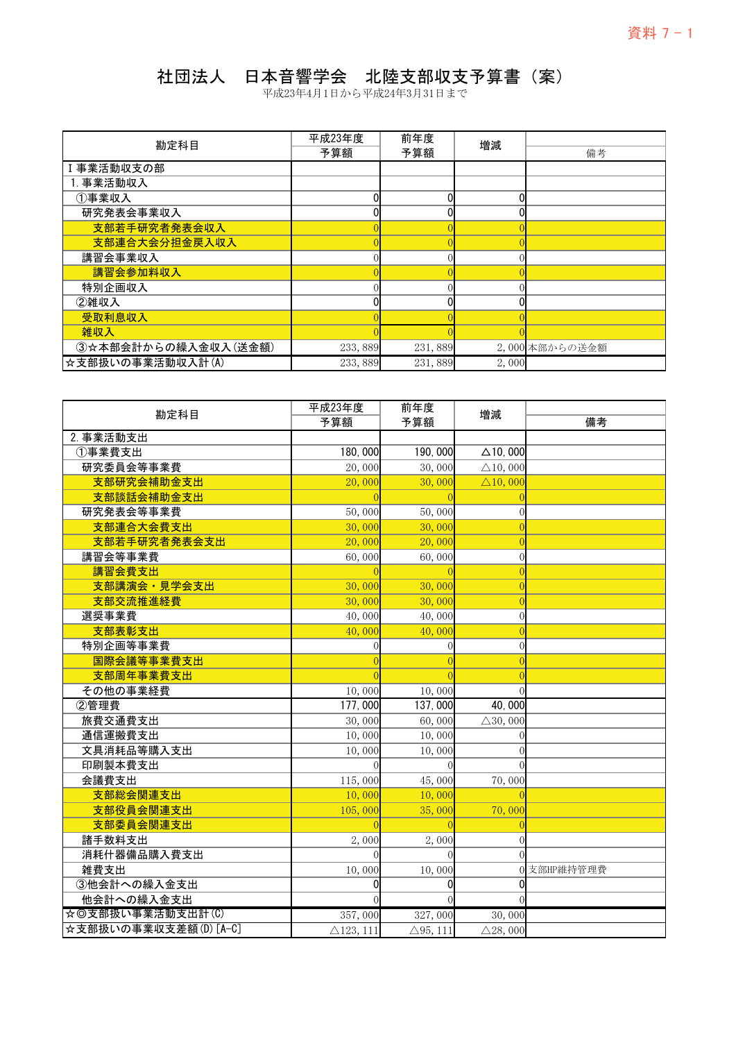資料７－１

# 社団法人　日本音響学会　北陸支部収支予算書（案）

平成23年4月1日から平成24年3月31日まで

| 勘定科目 | 平成23年度<br>予算額 | 前年度<br>予算額 | 増減 | 備考 |
|---|---|---|---|---|
| Ⅰ事業活動収支の部 | | | | |
| 1.事業活動収入 | | | | |
| ①事業収入 | 0 | 0 | 0 | |
| 研究発表会事業収入 | 0 | 0 | 0 | |
| 支部若手研究者発表会収入 | 0 | 0 | 0 | |
| 支部連合大会分担金戻入収入 | 0 | 0 | 0 | |
| 講習会事業収入 | 0 | 0 | 0 | |
| 講習会参加料収入 | 0 | 0 | 0 | |
| 特別企画収入 | 0 | 0 | 0 | |
| ②雑収入 | 0 | 0 | 0 | |
| 受取利息収入 | 0 | 0 | 0 | |
| 雑収入 | 0 | | 0 | |
| ③☆本部会計からの繰入金収入(送金額) | 233,889 | 231,889 | 2,000 | 本部からの送金額 |
| ☆支部扱いの事業活動収入計(A) | 233,889 | 231,889 | 2,000 | |

| 勘定科目 | 平成23年度<br>予算額 | 前年度<br>予算額 | 増減 | 備考 |
|---|---|---|---|---|
| 2.事業活動支出 | | | | |
| ①事業費支出 | 180,000 | 190,000 | △10,000 | |
| 研究委員会等事業費 | 20,000 | 30,000 | △10,000 | |
| 支部研究会補助金支出 | 20,000 | 30,000 | △10,000 | |
| 支部談話会補助金支出 | 0 | 0 | 0 | |
| 研究発表会等事業費 | 50,000 | 50,000 | 0 | |
| 支部連合大会費支出 | 30,000 | 30,000 | 0 | |
| 支部若手研究者発表会支出 | 20,000 | 20,000 | 0 | |
| 講習会等事業費 | 60,000 | 60,000 | 0 | |
| 講習会費支出 | 0 | 0 | 0 | |
| 支部講演会・見学会支出 | 30,000 | 30,000 | 0 | |
| 支部交流推進経費 | 30,000 | 30,000 | 0 | |
| 選奨事業費 | 40,000 | 40,000 | 0 | |
| 支部表彰支出 | 40,000 | 40,000 | 0 | |
| 特別企画等事業費 | 0 | 0 | 0 | |
| 国際会議等事業費支出 | 0 | 0 | 0 | |
| 支部周年事業費支出 | 0 | 0 | 0 | |
| その他の事業経費 | 10,000 | 10,000 | 0 | |
| ②管理費 | 177,000 | 137,000 | 40,000 | |
| 旅費交通費支出 | 30,000 | 60,000 | △30,000 | |
| 通信運搬費支出 | 10,000 | 10,000 | 0 | |
| 文具消耗品等購入支出 | 10,000 | 10,000 | 0 | |
| 印刷製本費支出 | 0 | 0 | 0 | |
| 会議費支出 | 115,000 | 45,000 | 70,000 | |
| 支部総会関連支出 | 10,000 | 10,000 | 0 | |
| 支部役員会関連支出 | 105,000 | 35,000 | 70,000 | |
| 支部委員会関連支出 | 0 | 0 | 0 | |
| 諸手数料支出 | 2,000 | 2,000 | 0 | |
| 消耗什器備品購入費支出 | 0 | 0 | 0 | |
| 雑費支出 | 10,000 | 10,000 | 0 | 支部HP維持管理費 |
| ③他会計への繰入金支出 | 0 | 0 | 0 | |
| 他会計への繰入金支出 | 0 | 0 | 0 | |
| ☆◎支部扱い事業活動支出計(C) | 357,000 | 327,000 | 30,000 | |
| ☆支部扱いの事業収支差額(D)[A-C] | △123,111 | △95,111 | △28,000 | |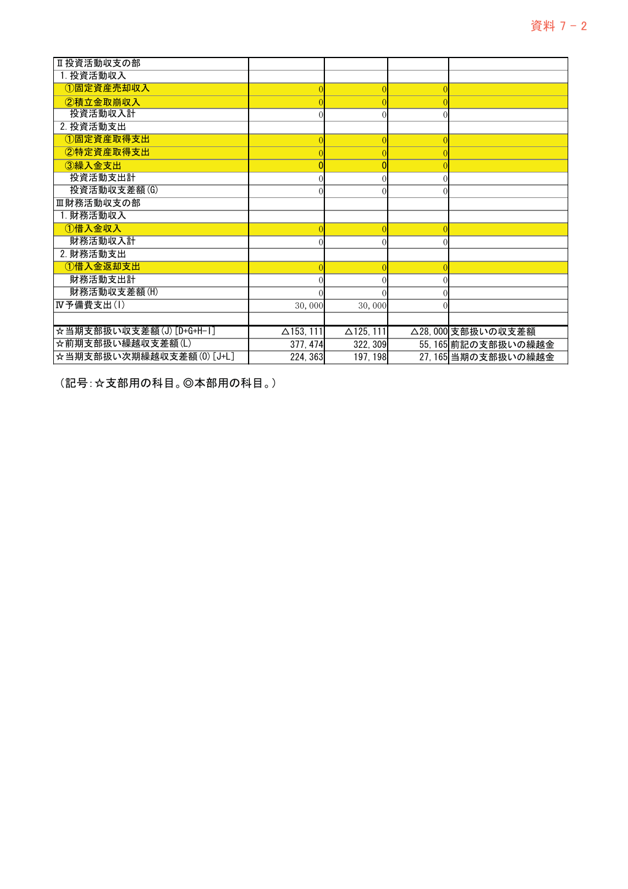資料７－２

| | | | | |
|---|---|---|---|---|
| Ⅱ投資活動収支の部 | | | | |
| 1.投資活動収入 | | | | |
| ①固定資産売却収入 | 0 | 0 | 0 | |
| ②積立金取崩収入 | 0 | 0 | 0 | |
| 投資活動収入計 | 0 | 0 | 0 | |
| 2.投資活動支出 | | | | |
| ①固定資産取得支出 | 0 | 0 | 0 | |
| ②特定資産取得支出 | 0 | 0 | 0 | |
| ③繰入金支出 | 0 | 0 | 0 | |
| 投資活動支出計 | 0 | 0 | 0 | |
| 投資活動収支差額(G) | 0 | 0 | 0 | |
| Ⅲ財務活動収支の部 | | | | |
| 1.財務活動収入 | | | | |
| ①借入金収入 | 0 | 0 | 0 | |
| 財務活動収入計 | 0 | 0 | 0 | |
| 2.財務活動支出 | | | | |
| ①借入金返却支出 | 0 | 0 | 0 | |
| 財務活動支出計 | 0 | 0 | 0 | |
| 財務活動収支差額(H) | 0 | 0 | 0 | |
| Ⅳ予備費支出(I) | 30,000 | 30,000 | 0 | |
| | | | | |
| ☆当期支部扱い収支差額(J)[D+G+H-I] | △153,111 | △125,111 | △28,000 | 支部扱いの収支差額 |
| ☆前期支部扱い繰越収支差額(L) | 377,474 | 322,309 | 55,165 | 前記の支部扱いの繰越金 |
| ☆当期支部扱い次期繰越収支差額(O)[J+L] | 224,363 | 197,198 | 27,165 | 当期の支部扱いの繰越金 |

（記号:☆支部用の科目。◎本部用の科目。）